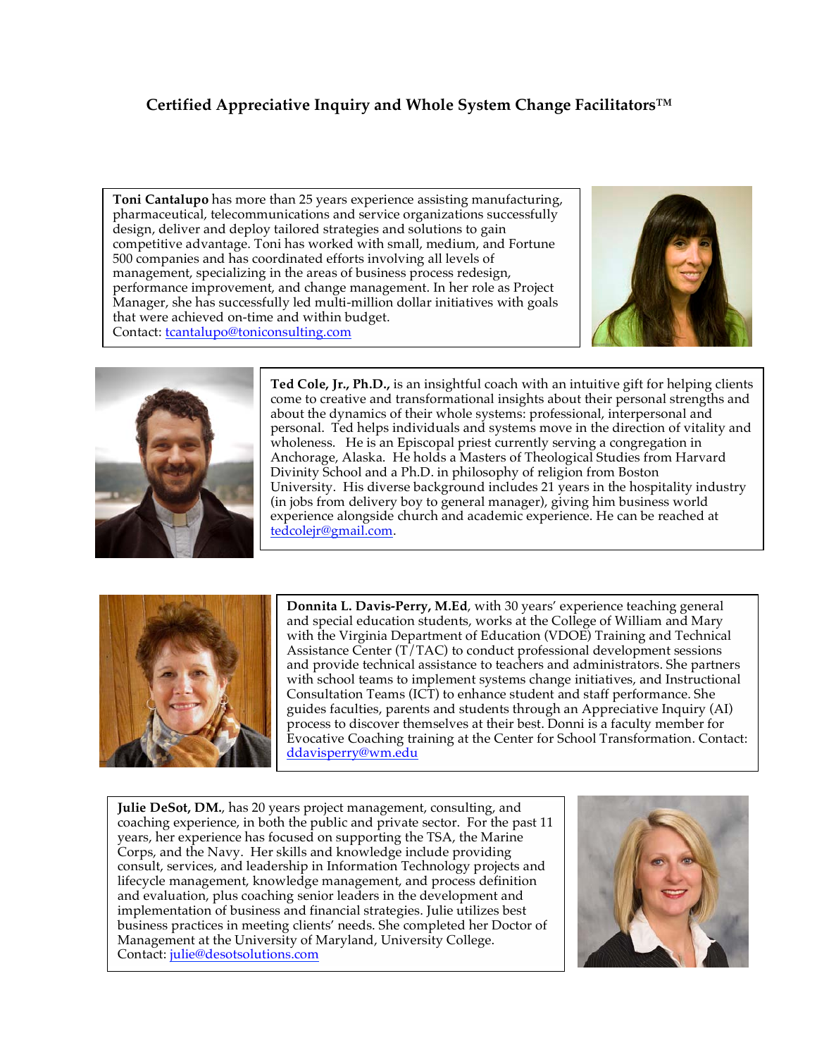# Certified Appreciative Inquiry and Whole System Change Facilitators™

**Toni Cantalupo** has more than 25 years experience assisting manufacturing, pharmaceutical, telecommunications and service organizations successfully design, deliver and deploy tailored strategies and solutions to gain competitive advantage. Toni has worked with small, medium, and Fortune 500 companies and has coordinated efforts involving all levels of management, specializing in the areas of business process redesign, performance improvement, and change management. In her role as Project Manager, she has successfully led multi-million dollar initiatives with goals that were achieved on-time and within budget.
Contact: tcantalupo@toniconsulting.com

**Ted Cole, Jr., Ph.D.,** is an insightful coach with an intuitive gift for helping clients come to creative and transformational insights about their personal strengths and about the dynamics of their whole systems: professional, interpersonal and personal. Ted helps individuals and systems move in the direction of vitality and wholeness. He is an Episcopal priest currently serving a congregation in Anchorage, Alaska. He holds a Masters of Theological Studies from Harvard Divinity School and a Ph.D. in philosophy of religion from Boston University. His diverse background includes 21 years in the hospitality industry (in jobs from delivery boy to general manager), giving him business world experience alongside church and academic experience. He can be reached at tedcolejr@gmail.com.

**Donnita L. Davis-Perry, M.Ed**, with 30 years' experience teaching general and special education students, works at the College of William and Mary with the Virginia Department of Education (VDOE) Training and Technical Assistance Center (T/TAC) to conduct professional development sessions and provide technical assistance to teachers and administrators. She partners with school teams to implement systems change initiatives, and Instructional Consultation Teams (ICT) to enhance student and staff performance. She guides faculties, parents and students through an Appreciative Inquiry (AI) process to discover themselves at their best. Donni is a faculty member for Evocative Coaching training at the Center for School Transformation. Contact: ddavisperry@wm.edu

**Julie DeSot, DM.**, has 20 years project management, consulting, and coaching experience, in both the public and private sector. For the past 11 years, her experience has focused on supporting the TSA, the Marine Corps, and the Navy. Her skills and knowledge include providing consult, services, and leadership in Information Technology projects and lifecycle management, knowledge management, and process definition and evaluation, plus coaching senior leaders in the development and implementation of business and financial strategies. Julie utilizes best business practices in meeting clients' needs. She completed her Doctor of Management at the University of Maryland, University College.
Contact: julie@desotsolutions.com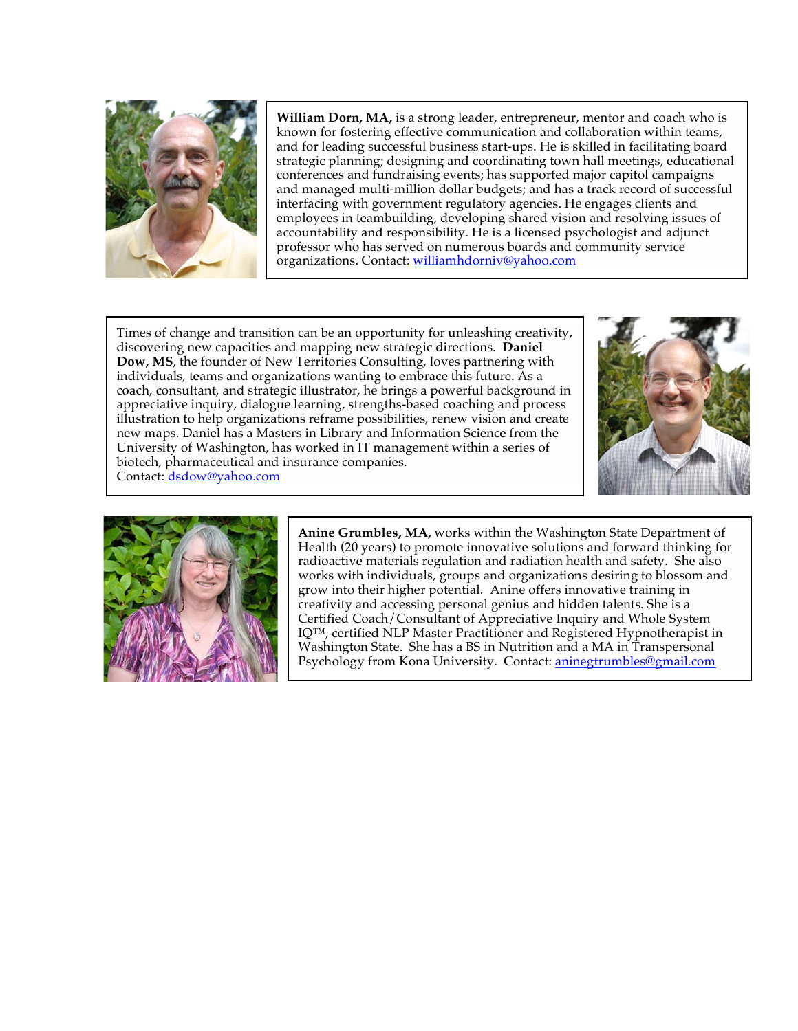**William Dorn, MA,** is a strong leader, entrepreneur, mentor and coach who is known for fostering effective communication and collaboration within teams, and for leading successful business start-ups. He is skilled in facilitating board strategic planning; designing and coordinating town hall meetings, educational conferences and fundraising events; has supported major capitol campaigns and managed multi-million dollar budgets; and has a track record of successful interfacing with government regulatory agencies. He engages clients and employees in teambuilding, developing shared vision and resolving issues of accountability and responsibility. He is a licensed psychologist and adjunct professor who has served on numerous boards and community service organizations. Contact: williamhdorniv@yahoo.com

Times of change and transition can be an opportunity for unleashing creativity, discovering new capacities and mapping new strategic directions. **Daniel Dow, MS**, the founder of New Territories Consulting, loves partnering with individuals, teams and organizations wanting to embrace this future. As a coach, consultant, and strategic illustrator, he brings a powerful background in appreciative inquiry, dialogue learning, strengths-based coaching and process illustration to help organizations reframe possibilities, renew vision and create new maps. Daniel has a Masters in Library and Information Science from the University of Washington, has worked in IT management within a series of biotech, pharmaceutical and insurance companies.
Contact: dsdow@yahoo.com

**Anine Grumbles, MA,** works within the Washington State Department of Health (20 years) to promote innovative solutions and forward thinking for radioactive materials regulation and radiation health and safety. She also works with individuals, groups and organizations desiring to blossom and grow into their higher potential. Anine offers innovative training in creativity and accessing personal genius and hidden talents. She is a Certified Coach/Consultant of Appreciative Inquiry and Whole System IQ™, certified NLP Master Practitioner and Registered Hypnotherapist in Washington State. She has a BS in Nutrition and a MA in Transpersonal Psychology from Kona University. Contact: aninegtrumbles@gmail.com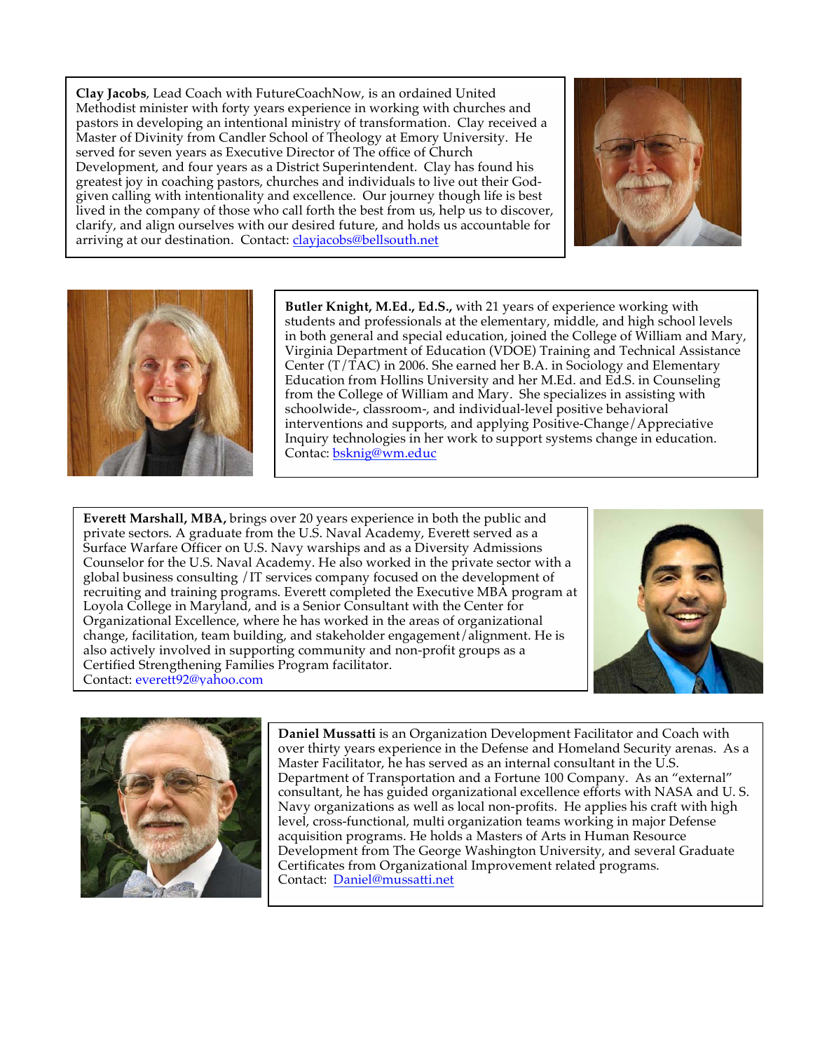**Clay Jacobs**, Lead Coach with FutureCoachNow, is an ordained United Methodist minister with forty years experience in working with churches and pastors in developing an intentional ministry of transformation. Clay received a Master of Divinity from Candler School of Theology at Emory University. He served for seven years as Executive Director of The office of Church Development, and four years as a District Superintendent. Clay has found his greatest joy in coaching pastors, churches and individuals to live out their God-given calling with intentionality and excellence. Our journey though life is best lived in the company of those who call forth the best from us, help us to discover, clarify, and align ourselves with our desired future, and holds us accountable for arriving at our destination. Contact: clayjacobs@bellsouth.net

**Butler Knight, M.Ed., Ed.S.,** with 21 years of experience working with students and professionals at the elementary, middle, and high school levels in both general and special education, joined the College of William and Mary, Virginia Department of Education (VDOE) Training and Technical Assistance Center (T/TAC) in 2006. She earned her B.A. in Sociology and Elementary Education from Hollins University and her M.Ed. and Ed.S. in Counseling from the College of William and Mary. She specializes in assisting with schoolwide-, classroom-, and individual-level positive behavioral interventions and supports, and applying Positive-Change/Appreciative Inquiry technologies in her work to support systems change in education. Contac: bsknig@wm.educ

**Everett Marshall, MBA,** brings over 20 years experience in both the public and private sectors. A graduate from the U.S. Naval Academy, Everett served as a Surface Warfare Officer on U.S. Navy warships and as a Diversity Admissions Counselor for the U.S. Naval Academy. He also worked in the private sector with a global business consulting /IT services company focused on the development of recruiting and training programs. Everett completed the Executive MBA program at Loyola College in Maryland, and is a Senior Consultant with the Center for Organizational Excellence, where he has worked in the areas of organizational change, facilitation, team building, and stakeholder engagement/alignment. He is also actively involved in supporting community and non-profit groups as a Certified Strengthening Families Program facilitator.
Contact: everett92@yahoo.com

**Daniel Mussatti** is an Organization Development Facilitator and Coach with over thirty years experience in the Defense and Homeland Security arenas. As a Master Facilitator, he has served as an internal consultant in the U.S. Department of Transportation and a Fortune 100 Company. As an "external" consultant, he has guided organizational excellence efforts with NASA and U. S. Navy organizations as well as local non-profits. He applies his craft with high level, cross-functional, multi organization teams working in major Defense acquisition programs. He holds a Masters of Arts in Human Resource Development from The George Washington University, and several Graduate Certificates from Organizational Improvement related programs.
Contact: Daniel@mussatti.net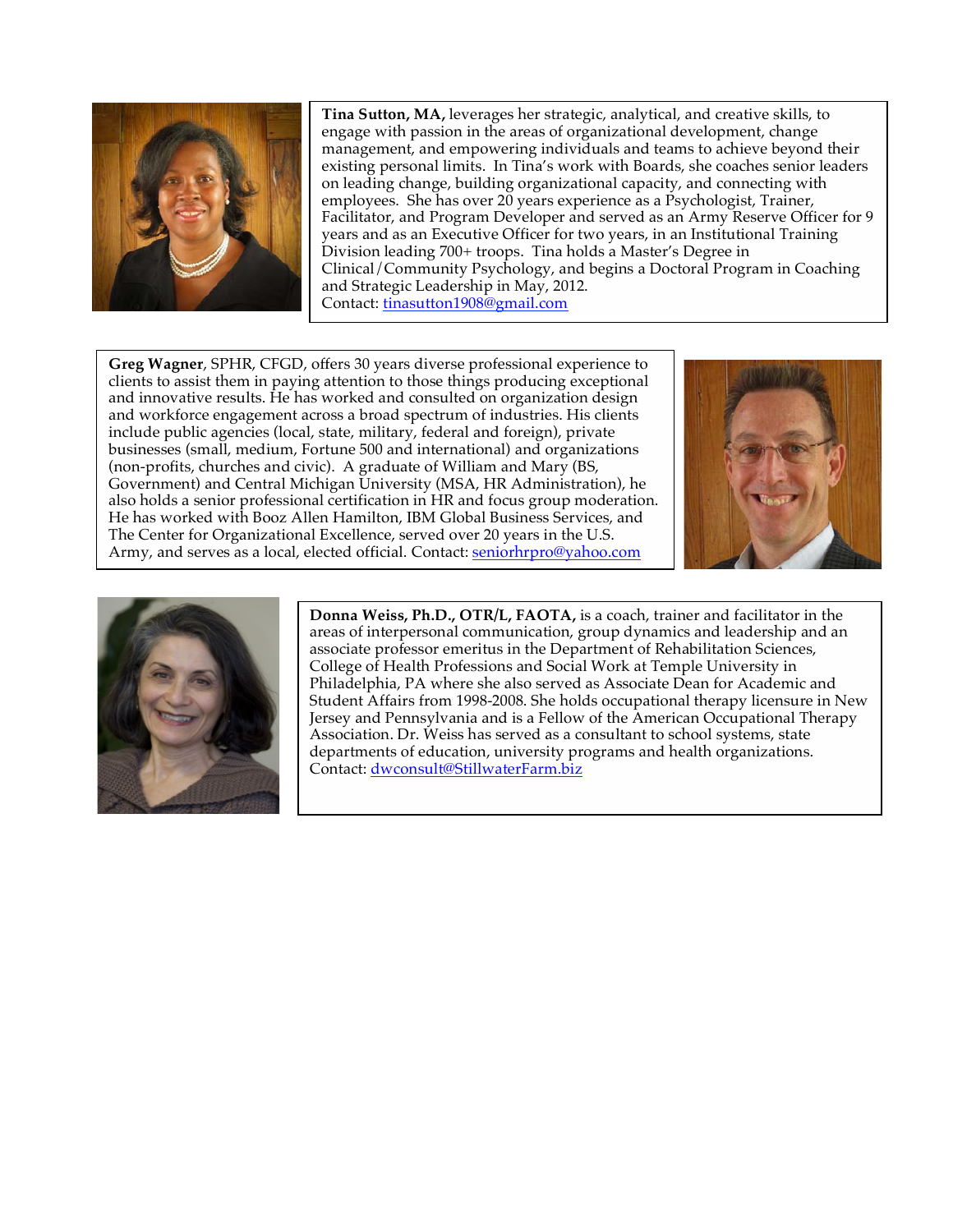**Tina Sutton, MA,** leverages her strategic, analytical, and creative skills, to engage with passion in the areas of organizational development, change management, and empowering individuals and teams to achieve beyond their existing personal limits. In Tina's work with Boards, she coaches senior leaders on leading change, building organizational capacity, and connecting with employees. She has over 20 years experience as a Psychologist, Trainer, Facilitator, and Program Developer and served as an Army Reserve Officer for 9 years and as an Executive Officer for two years, in an Institutional Training Division leading 700+ troops. Tina holds a Master's Degree in Clinical/Community Psychology, and begins a Doctoral Program in Coaching and Strategic Leadership in May, 2012.
Contact: tinasutton1908@gmail.com

**Greg Wagner**, SPHR, CFGD, offers 30 years diverse professional experience to clients to assist them in paying attention to those things producing exceptional and innovative results. He has worked and consulted on organization design and workforce engagement across a broad spectrum of industries. His clients include public agencies (local, state, military, federal and foreign), private businesses (small, medium, Fortune 500 and international) and organizations (non-profits, churches and civic). A graduate of William and Mary (BS, Government) and Central Michigan University (MSA, HR Administration), he also holds a senior professional certification in HR and focus group moderation. He has worked with Booz Allen Hamilton, IBM Global Business Services, and The Center for Organizational Excellence, served over 20 years in the U.S. Army, and serves as a local, elected official. Contact: seniorhrpro@yahoo.com

**Donna Weiss, Ph.D., OTR/L, FAOTA,** is a coach, trainer and facilitator in the areas of interpersonal communication, group dynamics and leadership and an associate professor emeritus in the Department of Rehabilitation Sciences, College of Health Professions and Social Work at Temple University in Philadelphia, PA where she also served as Associate Dean for Academic and Student Affairs from 1998-2008. She holds occupational therapy licensure in New Jersey and Pennsylvania and is a Fellow of the American Occupational Therapy Association. Dr. Weiss has served as a consultant to school systems, state departments of education, university programs and health organizations.
Contact: dwconsult@StillwaterFarm.biz